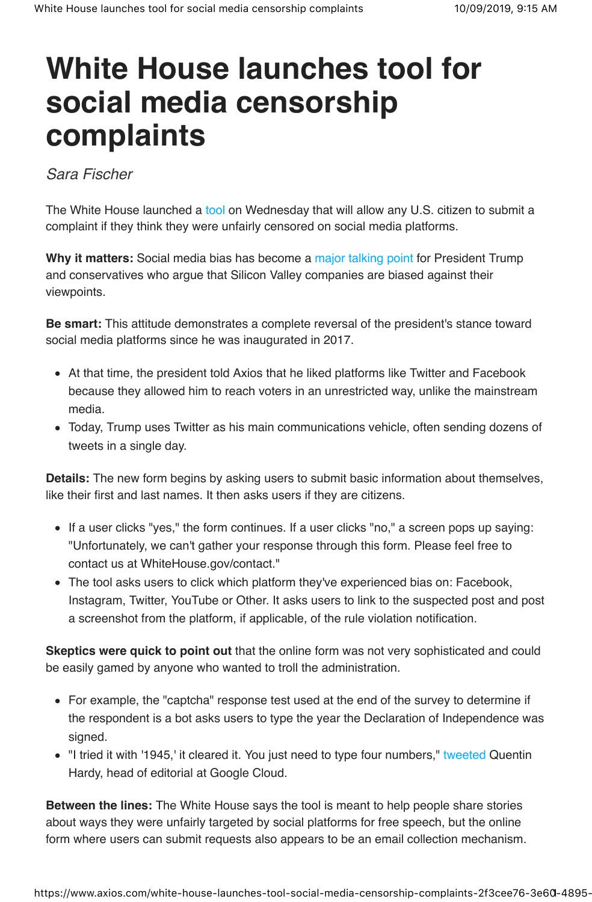# White House launches tool for social media censorship complaints

*Sara Fischer*

The White House launched a tool on Wednesday that will allow any U.S. citizen to submit a complaint if they think they were unfairly censored on social media platforms.

**Why it matters:** Social media bias has become a major talking point for President Trump and conservatives who argue that Silicon Valley companies are biased against their viewpoints.

**Be smart:** This attitude demonstrates a complete reversal of the president's stance toward social media platforms since he was inaugurated in 2017.

- At that time, the president told Axios that he liked platforms like Twitter and Facebook because they allowed him to reach voters in an unrestricted way, unlike the mainstream media.
- Today, Trump uses Twitter as his main communications vehicle, often sending dozens of tweets in a single day.

**Details:** The new form begins by asking users to submit basic information about themselves, like their first and last names. It then asks users if they are citizens.

- If a user clicks "yes," the form continues. If a user clicks "no," a screen pops up saying: "Unfortunately, we can't gather your response through this form. Please feel free to contact us at WhiteHouse.gov/contact."
- The tool asks users to click which platform they've experienced bias on: Facebook, Instagram, Twitter, YouTube or Other. It asks users to link to the suspected post and post a screenshot from the platform, if applicable, of the rule violation notification.

**Skeptics were quick to point out** that the online form was not very sophisticated and could be easily gamed by anyone who wanted to troll the administration.

- For example, the "captcha" response test used at the end of the survey to determine if the respondent is a bot asks users to type the year the Declaration of Independence was signed.
- "I tried it with '1945,' it cleared it. You just need to type four numbers," tweeted Quentin Hardy, head of editorial at Google Cloud.

**Between the lines:** The White House says the tool is meant to help people share stories about ways they were unfairly targeted by social platforms for free speech, but the online form where users can submit requests also appears to be an email collection mechanism.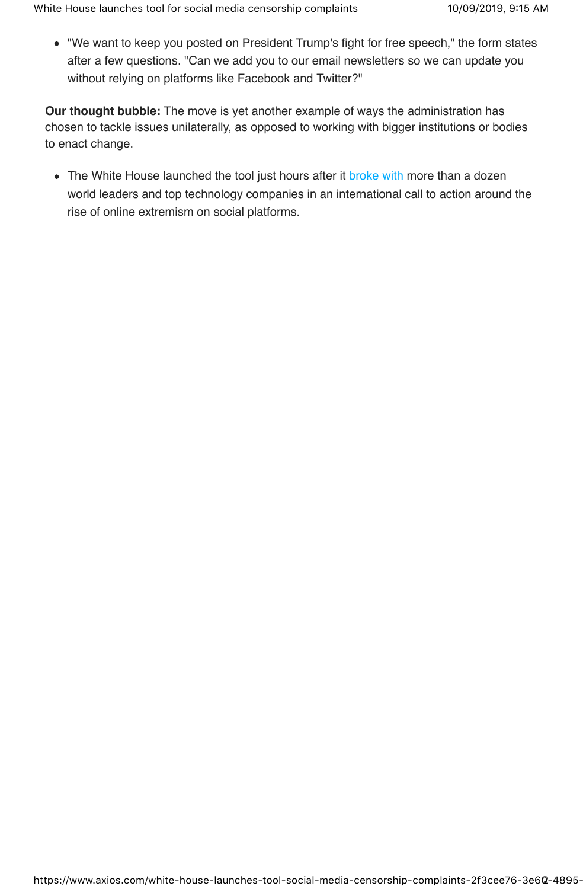- "We want to keep you posted on President Trump's fight for free speech," the form states after a few questions. "Can we add you to our email newsletters so we can update you without relying on platforms like Facebook and Twitter?"

**Our thought bubble:** The move is yet another example of ways the administration has chosen to tackle issues unilaterally, as opposed to working with bigger institutions or bodies to enact change.

- The White House launched the tool just hours after it broke with more than a dozen world leaders and top technology companies in an international call to action around the rise of online extremism on social platforms.